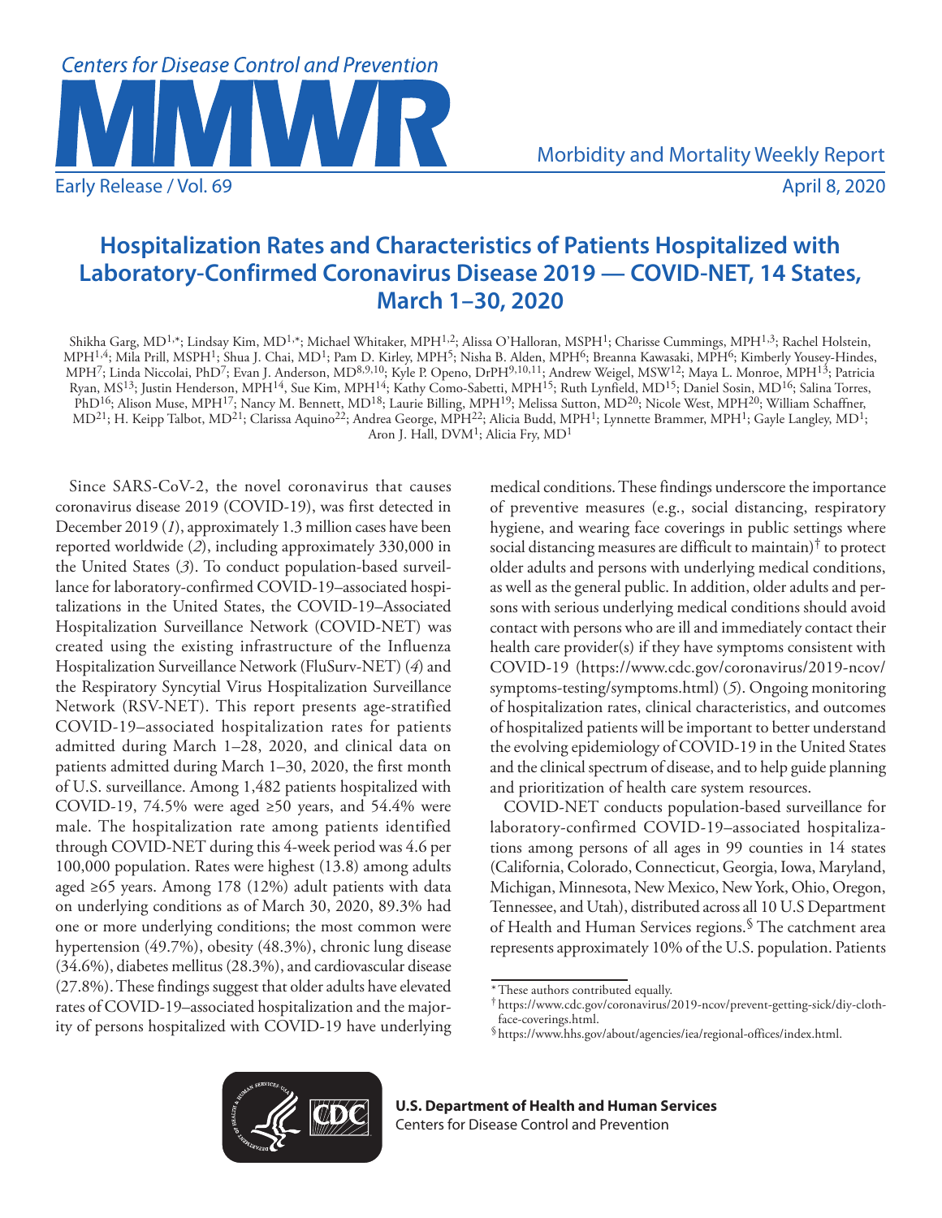# Hospitalization Rates and Characteristics of Patients Hospitalized with Laboratory-Confirmed Coronavirus Disease 2019 — COVID-NET, 14 States, March 1–30, 2020

Shikha Garg, MD[1,*]; Lindsay Kim, MD[1,*]; Michael Whitaker, MPH[1,2]; Alissa O'Halloran, MSPH[1]; Charisse Cummings, MPH[1,3]; Rachel Holstein, MPH[1,4]; Mila Prill, MSPH[1]; Shua J. Chai, MD[1]; Pam D. Kirley, MPH[5]; Nisha B. Alden, MPH[6]; Breanna Kawasaki, MPH[6]; Kimberly Yousey-Hindes, MPH[7]; Linda Niccolai, PhD[7]; Evan J. Anderson, MD[8,9,10]; Kyle P. Openo, DrPH[9,10,11]; Andrew Weigel, MSW[12]; Maya L. Monroe, MPH[13]; Patricia Ryan, MS[13]; Justin Henderson, MPH[14]; Sue Kim, MPH[14]; Kathy Como-Sabetti, MPH[15]; Ruth Lynfield, MD[15]; Daniel Sosin, MD[16]; Salina Torres, PhD[16]; Alison Muse, MPH[17]; Nancy M. Bennett, MD[18]; Laurie Billing, MPH[19]; Melissa Sutton, MD[20]; Nicole West, MPH[20]; William Schaffner, MD[21]; H. Keipp Talbot, MD[21]; Clarissa Aquino[22]; Andrea George, MPH[22]; Alicia Budd, MPH[1]; Lynnette Brammer, MPH[1]; Gayle Langley, MD[1]; Aron J. Hall, DVM[1]; Alicia Fry, MD[1]

Since SARS-CoV-2, the novel coronavirus that causes coronavirus disease 2019 (COVID-19), was first detected in December 2019 (*1*), approximately 1.3 million cases have been reported worldwide (*2*), including approximately 330,000 in the United States (*3*). To conduct population-based surveillance for laboratory-confirmed COVID-19–associated hospitalizations in the United States, the COVID-19–Associated Hospitalization Surveillance Network (COVID-NET) was created using the existing infrastructure of the Influenza Hospitalization Surveillance Network (FluSurv-NET) (*4*) and the Respiratory Syncytial Virus Hospitalization Surveillance Network (RSV-NET). This report presents age-stratified COVID-19–associated hospitalization rates for patients admitted during March 1–28, 2020, and clinical data on patients admitted during March 1–30, 2020, the first month of U.S. surveillance. Among 1,482 patients hospitalized with COVID-19, 74.5% were aged ≥50 years, and 54.4% were male. The hospitalization rate among patients identified through COVID-NET during this 4-week period was 4.6 per 100,000 population. Rates were highest (13.8) among adults aged ≥65 years. Among 178 (12%) adult patients with data on underlying conditions as of March 30, 2020, 89.3% had one or more underlying conditions; the most common were hypertension (49.7%), obesity (48.3%), chronic lung disease (34.6%), diabetes mellitus (28.3%), and cardiovascular disease (27.8%). These findings suggest that older adults have elevated rates of COVID-19–associated hospitalization and the majority of persons hospitalized with COVID-19 have underlying medical conditions. These findings underscore the importance of preventive measures (e.g., social distancing, respiratory hygiene, and wearing face coverings in public settings where social distancing measures are difficult to maintain)[†] to protect older adults and persons with underlying medical conditions, as well as the general public. In addition, older adults and persons with serious underlying medical conditions should avoid contact with persons who are ill and immediately contact their health care provider(s) if they have symptoms consistent with COVID-19 (https://www.cdc.gov/coronavirus/2019-ncov/symptoms-testing/symptoms.html) (*5*). Ongoing monitoring of hospitalization rates, clinical characteristics, and outcomes of hospitalized patients will be important to better understand the evolving epidemiology of COVID-19 in the United States and the clinical spectrum of disease, and to help guide planning and prioritization of health care system resources.

COVID-NET conducts population-based surveillance for laboratory-confirmed COVID-19–associated hospitalizations among persons of all ages in 99 counties in 14 states (California, Colorado, Connecticut, Georgia, Iowa, Maryland, Michigan, Minnesota, New Mexico, New York, Ohio, Oregon, Tennessee, and Utah), distributed across all 10 U.S Department of Health and Human Services regions.[§] The catchment area represents approximately 10% of the U.S. population. Patients

---

\* These authors contributed equally.

† https://www.cdc.gov/coronavirus/2019-ncov/prevent-getting-sick/diy-cloth-face-coverings.html.

§ https://www.hhs.gov/about/agencies/iea/regional-offices/index.html.

**U.S. Department of Health and Human Services**
Centers for Disease Control and Prevention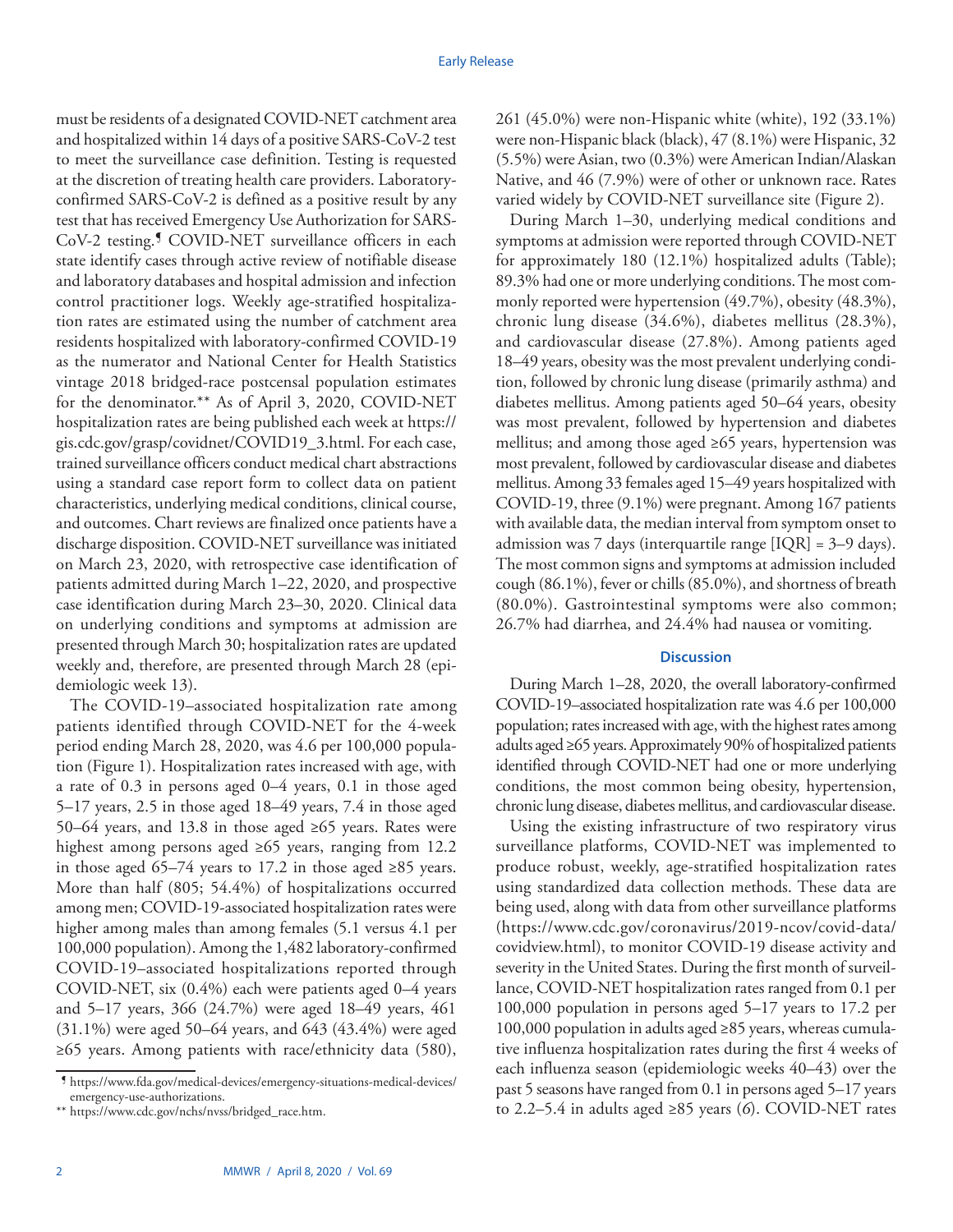must be residents of a designated COVID-NET catchment area and hospitalized within 14 days of a positive SARS-CoV-2 test to meet the surveillance case definition. Testing is requested at the discretion of treating health care providers. Laboratory-confirmed SARS-CoV-2 is defined as a positive result by any test that has received Emergency Use Authorization for SARS-CoV-2 testing.[¶] COVID-NET surveillance officers in each state identify cases through active review of notifiable disease and laboratory databases and hospital admission and infection control practitioner logs. Weekly age-stratified hospitalization rates are estimated using the number of catchment area residents hospitalized with laboratory-confirmed COVID-19 as the numerator and National Center for Health Statistics vintage 2018 bridged-race postcensal population estimates for the denominator.[**] As of April 3, 2020, COVID-NET hospitalization rates are being published each week at https://gis.cdc.gov/grasp/covidnet/COVID19_3.html. For each case, trained surveillance officers conduct medical chart abstractions using a standard case report form to collect data on patient characteristics, underlying medical conditions, clinical course, and outcomes. Chart reviews are finalized once patients have a discharge disposition. COVID-NET surveillance was initiated on March 23, 2020, with retrospective case identification of patients admitted during March 1–22, 2020, and prospective case identification during March 23–30, 2020. Clinical data on underlying conditions and symptoms at admission are presented through March 30; hospitalization rates are updated weekly and, therefore, are presented through March 28 (epidemiologic week 13).

The COVID-19–associated hospitalization rate among patients identified through COVID-NET for the 4-week period ending March 28, 2020, was 4.6 per 100,000 population (Figure 1). Hospitalization rates increased with age, with a rate of 0.3 in persons aged 0–4 years, 0.1 in those aged 5–17 years, 2.5 in those aged 18–49 years, 7.4 in those aged 50–64 years, and 13.8 in those aged ≥65 years. Rates were highest among persons aged ≥65 years, ranging from 12.2 in those aged 65–74 years to 17.2 in those aged ≥85 years. More than half (805; 54.4%) of hospitalizations occurred among men; COVID-19-associated hospitalization rates were higher among males than among females (5.1 versus 4.1 per 100,000 population). Among the 1,482 laboratory-confirmed COVID-19–associated hospitalizations reported through COVID-NET, six (0.4%) each were patients aged 0–4 years and 5–17 years, 366 (24.7%) were aged 18–49 years, 461 (31.1%) were aged 50–64 years, and 643 (43.4%) were aged ≥65 years. Among patients with race/ethnicity data (580), 261 (45.0%) were non-Hispanic white (white), 192 (33.1%) were non-Hispanic black (black), 47 (8.1%) were Hispanic, 32 (5.5%) were Asian, two (0.3%) were American Indian/Alaskan Native, and 46 (7.9%) were of other or unknown race. Rates varied widely by COVID-NET surveillance site (Figure 2).

During March 1–30, underlying medical conditions and symptoms at admission were reported through COVID-NET for approximately 180 (12.1%) hospitalized adults (Table); 89.3% had one or more underlying conditions. The most commonly reported were hypertension (49.7%), obesity (48.3%), chronic lung disease (34.6%), diabetes mellitus (28.3%), and cardiovascular disease (27.8%). Among patients aged 18–49 years, obesity was the most prevalent underlying condition, followed by chronic lung disease (primarily asthma) and diabetes mellitus. Among patients aged 50–64 years, obesity was most prevalent, followed by hypertension and diabetes mellitus; and among those aged ≥65 years, hypertension was most prevalent, followed by cardiovascular disease and diabetes mellitus. Among 33 females aged 15–49 years hospitalized with COVID-19, three (9.1%) were pregnant. Among 167 patients with available data, the median interval from symptom onset to admission was 7 days (interquartile range [IQR] = 3–9 days). The most common signs and symptoms at admission included cough (86.1%), fever or chills (85.0%), and shortness of breath (80.0%). Gastrointestinal symptoms were also common; 26.7% had diarrhea, and 24.4% had nausea or vomiting.

## Discussion

During March 1–28, 2020, the overall laboratory-confirmed COVID-19–associated hospitalization rate was 4.6 per 100,000 population; rates increased with age, with the highest rates among adults aged ≥65 years. Approximately 90% of hospitalized patients identified through COVID-NET had one or more underlying conditions, the most common being obesity, hypertension, chronic lung disease, diabetes mellitus, and cardiovascular disease.

Using the existing infrastructure of two respiratory virus surveillance platforms, COVID-NET was implemented to produce robust, weekly, age-stratified hospitalization rates using standardized data collection methods. These data are being used, along with data from other surveillance platforms (https://www.cdc.gov/coronavirus/2019-ncov/covid-data/covidview.html), to monitor COVID-19 disease activity and severity in the United States. During the first month of surveillance, COVID-NET hospitalization rates ranged from 0.1 per 100,000 population in persons aged 5–17 years to 17.2 per 100,000 population in adults aged ≥85 years, whereas cumulative influenza hospitalization rates during the first 4 weeks of each influenza season (epidemiologic weeks 40–43) over the past 5 seasons have ranged from 0.1 in persons aged 5–17 years to 2.2–5.4 in adults aged ≥85 years (*6*). COVID-NET rates

---

[¶] https://www.fda.gov/medical-devices/emergency-situations-medical-devices/emergency-use-authorizations.

[**] https://www.cdc.gov/nchs/nvss/bridged_race.htm.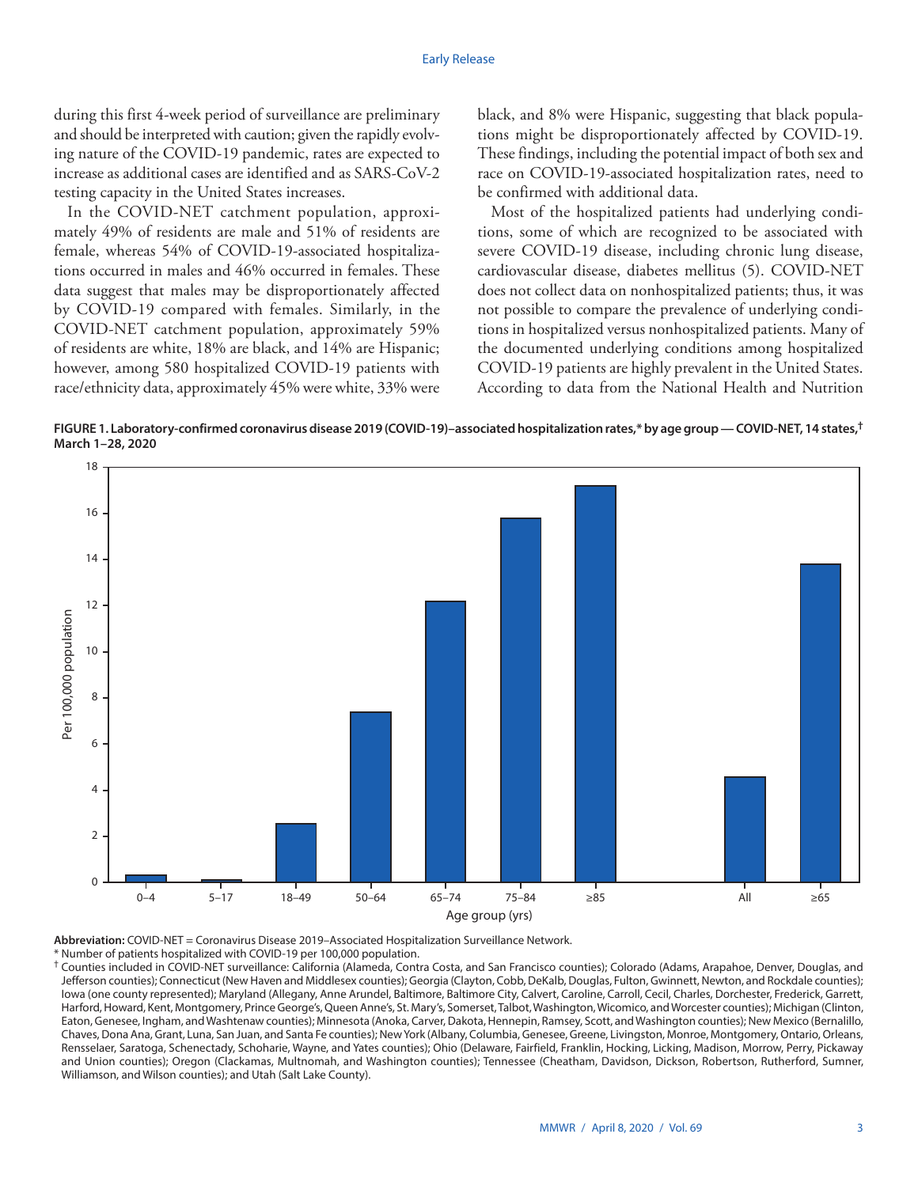during this first 4-week period of surveillance are preliminary and should be interpreted with caution; given the rapidly evolving nature of the COVID-19 pandemic, rates are expected to increase as additional cases are identified and as SARS-CoV-2 testing capacity in the United States increases.

In the COVID-NET catchment population, approximately 49% of residents are male and 51% of residents are female, whereas 54% of COVID-19-associated hospitalizations occurred in males and 46% occurred in females. These data suggest that males may be disproportionately affected by COVID-19 compared with females. Similarly, in the COVID-NET catchment population, approximately 59% of residents are white, 18% are black, and 14% are Hispanic; however, among 580 hospitalized COVID-19 patients with race/ethnicity data, approximately 45% were white, 33% were black, and 8% were Hispanic, suggesting that black populations might be disproportionately affected by COVID-19. These findings, including the potential impact of both sex and race on COVID-19-associated hospitalization rates, need to be confirmed with additional data.

Most of the hospitalized patients had underlying conditions, some of which are recognized to be associated with severe COVID-19 disease, including chronic lung disease, cardiovascular disease, diabetes mellitus (5). COVID-NET does not collect data on nonhospitalized patients; thus, it was not possible to compare the prevalence of underlying conditions in hospitalized versus nonhospitalized patients. Many of the documented underlying conditions among hospitalized COVID-19 patients are highly prevalent in the United States. According to data from the National Health and Nutrition

**FIGURE 1. Laboratory-confirmed coronavirus disease 2019 (COVID-19)–associated hospitalization rates,* by age group — COVID-NET, 14 states,† March 1–28, 2020**

**Abbreviation:** COVID-NET = Coronavirus Disease 2019–Associated Hospitalization Surveillance Network.

\* Number of patients hospitalized with COVID-19 per 100,000 population.

† Counties included in COVID-NET surveillance: California (Alameda, Contra Costa, and San Francisco counties); Colorado (Adams, Arapahoe, Denver, Douglas, and Jefferson counties); Connecticut (New Haven and Middlesex counties); Georgia (Clayton, Cobb, DeKalb, Douglas, Fulton, Gwinnett, Newton, and Rockdale counties); Iowa (one county represented); Maryland (Allegany, Anne Arundel, Baltimore, Baltimore City, Calvert, Caroline, Carroll, Cecil, Charles, Dorchester, Frederick, Garrett, Harford, Howard, Kent, Montgomery, Prince George's, Queen Anne's, St. Mary's, Somerset, Talbot, Washington, Wicomico, and Worcester counties); Michigan (Clinton, Eaton, Genesee, Ingham, and Washtenaw counties); Minnesota (Anoka, Carver, Dakota, Hennepin, Ramsey, Scott, and Washington counties); New Mexico (Bernalillo, Chaves, Dona Ana, Grant, Luna, San Juan, and Santa Fe counties); New York (Albany, Columbia, Genesee, Greene, Livingston, Monroe, Montgomery, Ontario, Orleans, Rensselaer, Saratoga, Schenectady, Schoharie, Wayne, and Yates counties); Ohio (Delaware, Fairfield, Franklin, Hocking, Licking, Madison, Morrow, Perry, Pickaway and Union counties); Oregon (Clackamas, Multnomah, and Washington counties); Tennessee (Cheatham, Davidson, Dickson, Robertson, Rutherford, Sumner, Williamson, and Wilson counties); and Utah (Salt Lake County).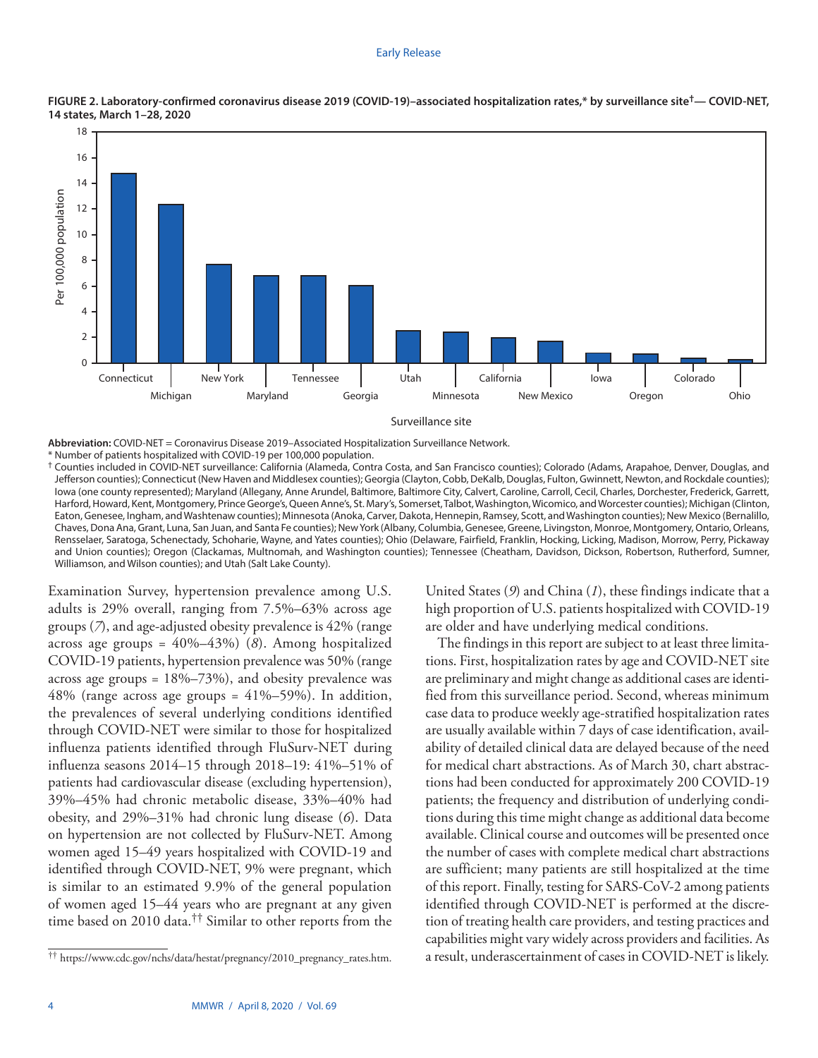**FIGURE 2. Laboratory-confirmed coronavirus disease 2019 (COVID-19)–associated hospitalization rates,* by surveillance site†— COVID-NET, 14 states, March 1–28, 2020**

**Abbreviation:** COVID-NET = Coronavirus Disease 2019–Associated Hospitalization Surveillance Network.

\* Number of patients hospitalized with COVID-19 per 100,000 population.

† Counties included in COVID-NET surveillance: California (Alameda, Contra Costa, and San Francisco counties); Colorado (Adams, Arapahoe, Denver, Douglas, and Jefferson counties); Connecticut (New Haven and Middlesex counties); Georgia (Clayton, Cobb, DeKalb, Douglas, Fulton, Gwinnett, Newton, and Rockdale counties); Iowa (one county represented); Maryland (Allegany, Anne Arundel, Baltimore, Baltimore City, Calvert, Caroline, Carroll, Cecil, Charles, Dorchester, Frederick, Garrett, Harford, Howard, Kent, Montgomery, Prince George's, Queen Anne's, St. Mary's, Somerset, Talbot, Washington, Wicomico, and Worcester counties); Michigan (Clinton, Eaton, Genesee, Ingham, and Washtenaw counties); Minnesota (Anoka, Carver, Dakota, Hennepin, Ramsey, Scott, and Washington counties); New Mexico (Bernalillo, Chaves, Dona Ana, Grant, Luna, San Juan, and Santa Fe counties); New York (Albany, Columbia, Genesee, Greene, Livingston, Monroe, Montgomery, Ontario, Orleans, Rensselaer, Saratoga, Schenectady, Schoharie, Wayne, and Yates counties); Ohio (Delaware, Fairfield, Franklin, Hocking, Licking, Madison, Morrow, Perry, Pickaway and Union counties); Oregon (Clackamas, Multnomah, and Washington counties); Tennessee (Cheatham, Davidson, Dickson, Robertson, Rutherford, Sumner, Williamson, and Wilson counties); and Utah (Salt Lake County).

Examination Survey, hypertension prevalence among U.S. adults is 29% overall, ranging from 7.5%–63% across age groups (*7*), and age-adjusted obesity prevalence is 42% (range across age groups = 40%–43%) (*8*). Among hospitalized COVID-19 patients, hypertension prevalence was 50% (range across age groups = 18%–73%), and obesity prevalence was 48% (range across age groups = 41%–59%). In addition, the prevalences of several underlying conditions identified through COVID-NET were similar to those for hospitalized influenza patients identified through FluSurv-NET during influenza seasons 2014–15 through 2018–19: 41%–51% of patients had cardiovascular disease (excluding hypertension), 39%–45% had chronic metabolic disease, 33%–40% had obesity, and 29%–31% had chronic lung disease (*6*). Data on hypertension are not collected by FluSurv-NET. Among women aged 15–49 years hospitalized with COVID-19 and identified through COVID-NET, 9% were pregnant, which is similar to an estimated 9.9% of the general population of women aged 15–44 years who are pregnant at any given time based on 2010 data.[††] Similar to other reports from the United States (*9*) and China (*1*), these findings indicate that a high proportion of U.S. patients hospitalized with COVID-19 are older and have underlying medical conditions.

The findings in this report are subject to at least three limitations. First, hospitalization rates by age and COVID-NET site are preliminary and might change as additional cases are identified from this surveillance period. Second, whereas minimum case data to produce weekly age-stratified hospitalization rates are usually available within 7 days of case identification, availability of detailed clinical data are delayed because of the need for medical chart abstractions. As of March 30, chart abstractions had been conducted for approximately 200 COVID-19 patients; the frequency and distribution of underlying conditions during this time might change as additional data become available. Clinical course and outcomes will be presented once the number of cases with complete medical chart abstractions are sufficient; many patients are still hospitalized at the time of this report. Finally, testing for SARS-CoV-2 among patients identified through COVID-NET is performed at the discretion of treating health care providers, and testing practices and capabilities might vary widely across providers and facilities. As a result, underascertainment of cases in COVID-NET is likely.

[††] https://www.cdc.gov/nchs/data/hestat/pregnancy/2010_pregnancy_rates.htm.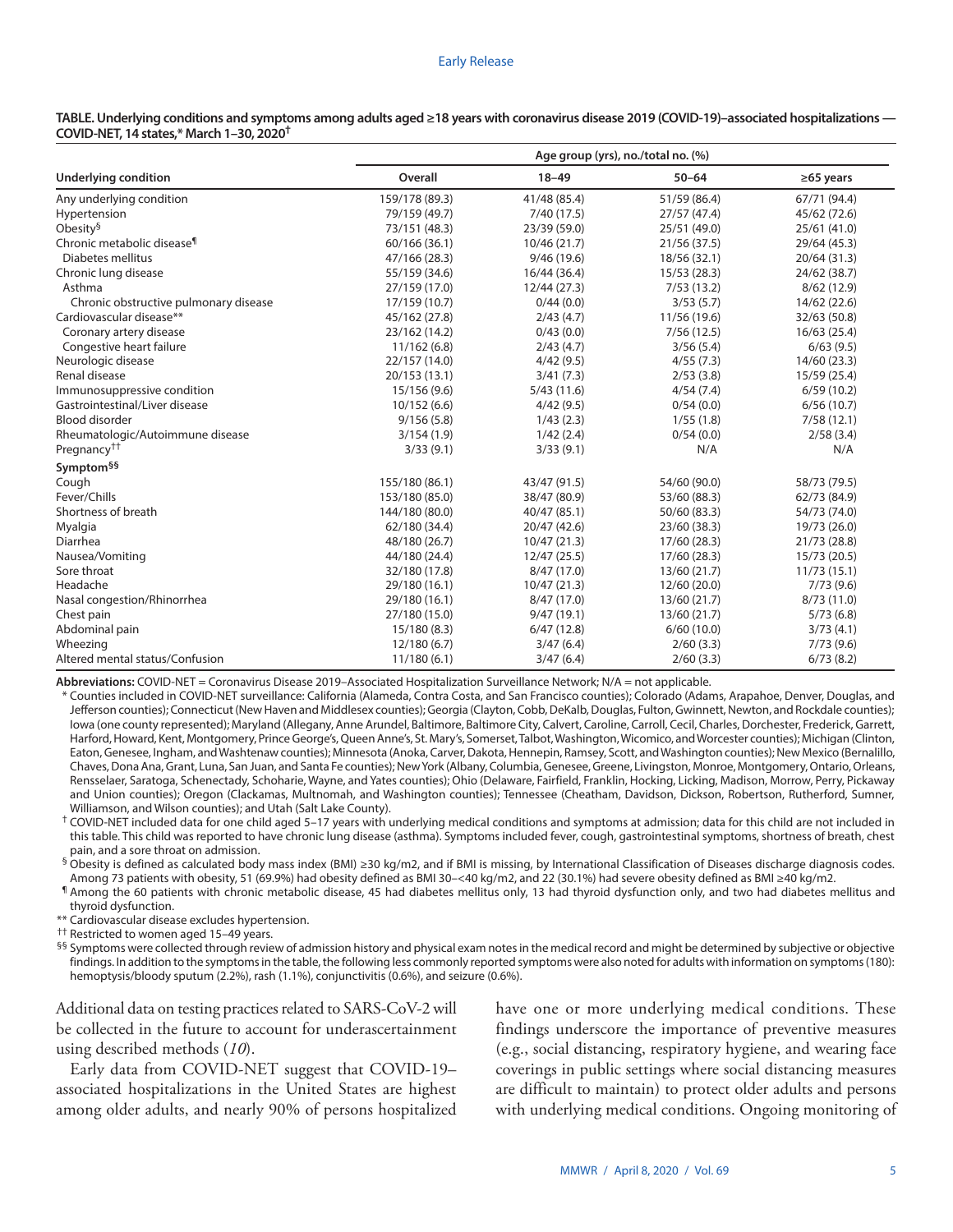**TABLE. Underlying conditions and symptoms among adults aged ≥18 years with coronavirus disease 2019 (COVID-19)–associated hospitalizations — COVID-NET, 14 states,* March 1–30, 2020†**

| Underlying condition | Age group (yrs), no./total no. (%) | | | |
|---|---|---|---|---|
| | Overall | 18–49 | 50–64 | ≥65 years |
| Any underlying condition | 159/178 (89.3) | 41/48 (85.4) | 51/59 (86.4) | 67/71 (94.4) |
| Hypertension | 79/159 (49.7) | 7/40 (17.5) | 27/57 (47.4) | 45/62 (72.6) |
| Obesity§ | 73/151 (48.3) | 23/39 (59.0) | 25/51 (49.0) | 25/61 (41.0) |
| Chronic metabolic disease¶ | 60/166 (36.1) | 10/46 (21.7) | 21/56 (37.5) | 29/64 (45.3) |
| Diabetes mellitus | 47/166 (28.3) | 9/46 (19.6) | 18/56 (32.1) | 20/64 (31.3) |
| Chronic lung disease | 55/159 (34.6) | 16/44 (36.4) | 15/53 (28.3) | 24/62 (38.7) |
| Asthma | 27/159 (17.0) | 12/44 (27.3) | 7/53 (13.2) | 8/62 (12.9) |
| Chronic obstructive pulmonary disease | 17/159 (10.7) | 0/44 (0.0) | 3/53 (5.7) | 14/62 (22.6) |
| Cardiovascular disease** | 45/162 (27.8) | 2/43 (4.7) | 11/56 (19.6) | 32/63 (50.8) |
| Coronary artery disease | 23/162 (14.2) | 0/43 (0.0) | 7/56 (12.5) | 16/63 (25.4) |
| Congestive heart failure | 11/162 (6.8) | 2/43 (4.7) | 3/56 (5.4) | 6/63 (9.5) |
| Neurologic disease | 22/157 (14.0) | 4/42 (9.5) | 4/55 (7.3) | 14/60 (23.3) |
| Renal disease | 20/153 (13.1) | 3/41 (7.3) | 2/53 (3.8) | 15/59 (25.4) |
| Immunosuppressive condition | 15/156 (9.6) | 5/43 (11.6) | 4/54 (7.4) | 6/59 (10.2) |
| Gastrointestinal/Liver disease | 10/152 (6.6) | 4/42 (9.5) | 0/54 (0.0) | 6/56 (10.7) |
| Blood disorder | 9/156 (5.8) | 1/43 (2.3) | 1/55 (1.8) | 7/58 (12.1) |
| Rheumatologic/Autoimmune disease | 3/154 (1.9) | 1/42 (2.4) | 0/54 (0.0) | 2/58 (3.4) |
| Pregnancy†† | 3/33 (9.1) | 3/33 (9.1) | N/A | N/A |
| **Symptom§§** | | | | |
| Cough | 155/180 (86.1) | 43/47 (91.5) | 54/60 (90.0) | 58/73 (79.5) |
| Fever/Chills | 153/180 (85.0) | 38/47 (80.9) | 53/60 (88.3) | 62/73 (84.9) |
| Shortness of breath | 144/180 (80.0) | 40/47 (85.1) | 50/60 (83.3) | 54/73 (74.0) |
| Myalgia | 62/180 (34.4) | 20/47 (42.6) | 23/60 (38.3) | 19/73 (26.0) |
| Diarrhea | 48/180 (26.7) | 10/47 (21.3) | 17/60 (28.3) | 21/73 (28.8) |
| Nausea/Vomiting | 44/180 (24.4) | 12/47 (25.5) | 17/60 (28.3) | 15/73 (20.5) |
| Sore throat | 32/180 (17.8) | 8/47 (17.0) | 13/60 (21.7) | 11/73 (15.1) |
| Headache | 29/180 (16.1) | 10/47 (21.3) | 12/60 (20.0) | 7/73 (9.6) |
| Nasal congestion/Rhinorrhea | 29/180 (16.1) | 8/47 (17.0) | 13/60 (21.7) | 8/73 (11.0) |
| Chest pain | 27/180 (15.0) | 9/47 (19.1) | 13/60 (21.7) | 5/73 (6.8) |
| Abdominal pain | 15/180 (8.3) | 6/47 (12.8) | 6/60 (10.0) | 3/73 (4.1) |
| Wheezing | 12/180 (6.7) | 3/47 (6.4) | 2/60 (3.3) | 7/73 (9.6) |
| Altered mental status/Confusion | 11/180 (6.1) | 3/47 (6.4) | 2/60 (3.3) | 6/73 (8.2) |

**Abbreviations:** COVID-NET = Coronavirus Disease 2019–Associated Hospitalization Surveillance Network; N/A = not applicable.

\* Counties included in COVID-NET surveillance: California (Alameda, Contra Costa, and San Francisco counties); Colorado (Adams, Arapahoe, Denver, Douglas, and Jefferson counties); Connecticut (New Haven and Middlesex counties); Georgia (Clayton, Cobb, DeKalb, Douglas, Fulton, Gwinnett, Newton, and Rockdale counties); Iowa (one county represented); Maryland (Allegany, Anne Arundel, Baltimore, Baltimore City, Calvert, Caroline, Carroll, Cecil, Charles, Dorchester, Frederick, Garrett, Harford, Howard, Kent, Montgomery, Prince George's, Queen Anne's, St. Mary's, Somerset, Talbot, Washington, Wicomico, and Worcester counties); Michigan (Clinton, Eaton, Genesee, Ingham, and Washtenaw counties); Minnesota (Anoka, Carver, Dakota, Hennepin, Ramsey, Scott, and Washington counties); New Mexico (Bernalillo, Chaves, Dona Ana, Grant, Luna, San Juan, and Santa Fe counties); New York (Albany, Columbia, Genesee, Greene, Livingston, Monroe, Montgomery, Ontario, Orleans, Rensselaer, Saratoga, Schenectady, Schoharie, Wayne, and Yates counties); Ohio (Delaware, Fairfield, Franklin, Hocking, Licking, Madison, Morrow, Perry, Pickaway and Union counties); Oregon (Clackamas, Multnomah, and Washington counties); Tennessee (Cheatham, Davidson, Dickson, Robertson, Rutherford, Sumner, Williamson, and Wilson counties); and Utah (Salt Lake County).

† COVID-NET included data for one child aged 5–17 years with underlying medical conditions and symptoms at admission; data for this child are not included in this table. This child was reported to have chronic lung disease (asthma). Symptoms included fever, cough, gastrointestinal symptoms, shortness of breath, chest pain, and a sore throat on admission.

§ Obesity is defined as calculated body mass index (BMI) ≥30 kg/m2, and if BMI is missing, by International Classification of Diseases discharge diagnosis codes. Among 73 patients with obesity, 51 (69.9%) had obesity defined as BMI 30–<40 kg/m2, and 22 (30.1%) had severe obesity defined as BMI ≥40 kg/m2.

¶ Among the 60 patients with chronic metabolic disease, 45 had diabetes mellitus only, 13 had thyroid dysfunction only, and two had diabetes mellitus and thyroid dysfunction.

\*\* Cardiovascular disease excludes hypertension.

†† Restricted to women aged 15–49 years.

§§ Symptoms were collected through review of admission history and physical exam notes in the medical record and might be determined by subjective or objective findings. In addition to the symptoms in the table, the following less commonly reported symptoms were also noted for adults with information on symptoms (180): hemoptysis/bloody sputum (2.2%), rash (1.1%), conjunctivitis (0.6%), and seizure (0.6%).

Additional data on testing practices related to SARS-CoV-2 will be collected in the future to account for underascertainment using described methods (*10*).

Early data from COVID-NET suggest that COVID-19–associated hospitalizations in the United States are highest among older adults, and nearly 90% of persons hospitalized have one or more underlying medical conditions. These findings underscore the importance of preventive measures (e.g., social distancing, respiratory hygiene, and wearing face coverings in public settings where social distancing measures are difficult to maintain) to protect older adults and persons with underlying medical conditions. Ongoing monitoring of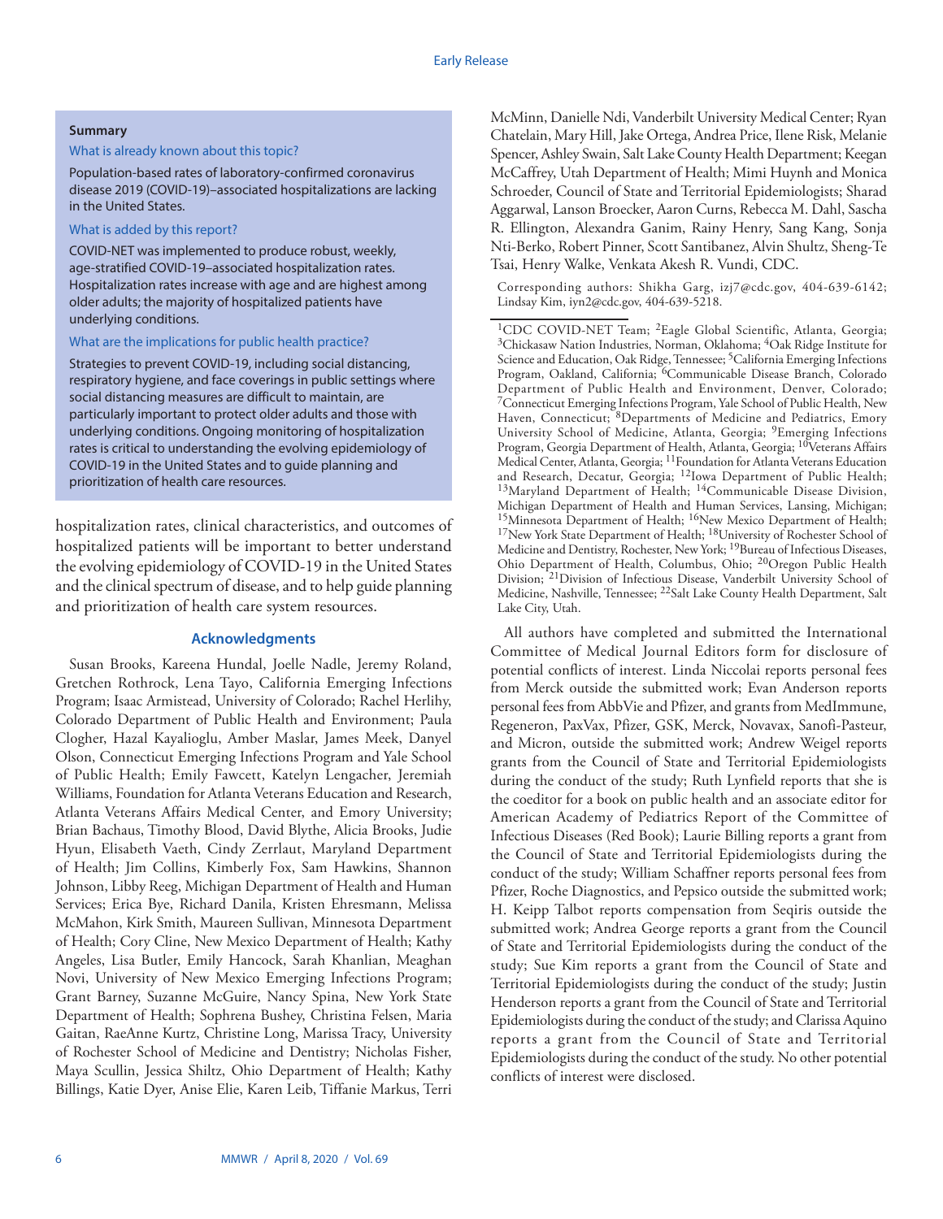**Summary**

What is already known about this topic?

Population-based rates of laboratory-confirmed coronavirus disease 2019 (COVID-19)–associated hospitalizations are lacking in the United States.

What is added by this report?

COVID-NET was implemented to produce robust, weekly, age-stratified COVID-19–associated hospitalization rates. Hospitalization rates increase with age and are highest among older adults; the majority of hospitalized patients have underlying conditions.

What are the implications for public health practice?

Strategies to prevent COVID-19, including social distancing, respiratory hygiene, and face coverings in public settings where social distancing measures are difficult to maintain, are particularly important to protect older adults and those with underlying conditions. Ongoing monitoring of hospitalization rates is critical to understanding the evolving epidemiology of COVID-19 in the United States and to guide planning and prioritization of health care resources.

hospitalization rates, clinical characteristics, and outcomes of hospitalized patients will be important to better understand the evolving epidemiology of COVID-19 in the United States and the clinical spectrum of disease, and to help guide planning and prioritization of health care system resources.

## Acknowledgments

Susan Brooks, Kareena Hundal, Joelle Nadle, Jeremy Roland, Gretchen Rothrock, Lena Tayo, California Emerging Infections Program; Isaac Armistead, University of Colorado; Rachel Herlihy, Colorado Department of Public Health and Environment; Paula Clogher, Hazal Kayalioglu, Amber Maslar, James Meek, Danyel Olson, Connecticut Emerging Infections Program and Yale School of Public Health; Emily Fawcett, Katelyn Lengacher, Jeremiah Williams, Foundation for Atlanta Veterans Education and Research, Atlanta Veterans Affairs Medical Center, and Emory University; Brian Bachaus, Timothy Blood, David Blythe, Alicia Brooks, Judie Hyun, Elisabeth Vaeth, Cindy Zerrlaut, Maryland Department of Health; Jim Collins, Kimberly Fox, Sam Hawkins, Shannon Johnson, Libby Reeg, Michigan Department of Health and Human Services; Erica Bye, Richard Danila, Kristen Ehresmann, Melissa McMahon, Kirk Smith, Maureen Sullivan, Minnesota Department of Health; Cory Cline, New Mexico Department of Health; Kathy Angeles, Lisa Butler, Emily Hancock, Sarah Khanlian, Meaghan Novi, University of New Mexico Emerging Infections Program; Grant Barney, Suzanne McGuire, Nancy Spina, New York State Department of Health; Sophrena Bushey, Christina Felsen, Maria Gaitan, RaeAnne Kurtz, Christine Long, Marissa Tracy, University of Rochester School of Medicine and Dentistry; Nicholas Fisher, Maya Scullin, Jessica Shiltz, Ohio Department of Health; Kathy Billings, Katie Dyer, Anise Elie, Karen Leib, Tiffanie Markus, Terri McMinn, Danielle Ndi, Vanderbilt University Medical Center; Ryan Chatelain, Mary Hill, Jake Ortega, Andrea Price, Ilene Risk, Melanie Spencer, Ashley Swain, Salt Lake County Health Department; Keegan McCaffrey, Utah Department of Health; Mimi Huynh and Monica Schroeder, Council of State and Territorial Epidemiologists; Sharad Aggarwal, Lanson Broecker, Aaron Curns, Rebecca M. Dahl, Sascha R. Ellington, Alexandra Ganim, Rainy Henry, Sang Kang, Sonja Nti-Berko, Robert Pinner, Scott Santibanez, Alvin Shultz, Sheng-Te Tsai, Henry Walke, Venkata Akesh R. Vundi, CDC.

Corresponding authors: Shikha Garg, izj7@cdc.gov, 404-639-6142; Lindsay Kim, iyn2@cdc.gov, 404-639-5218.

---

[1]CDC COVID-NET Team; [2]Eagle Global Scientific, Atlanta, Georgia; [3]Chickasaw Nation Industries, Norman, Oklahoma; [4]Oak Ridge Institute for Science and Education, Oak Ridge, Tennessee; [5]California Emerging Infections Program, Oakland, California; [6]Communicable Disease Branch, Colorado Department of Public Health and Environment, Denver, Colorado; [7]Connecticut Emerging Infections Program, Yale School of Public Health, New Haven, Connecticut; [8]Departments of Medicine and Pediatrics, Emory University School of Medicine, Atlanta, Georgia; [9]Emerging Infections Program, Georgia Department of Health, Atlanta, Georgia; [10]Veterans Affairs Medical Center, Atlanta, Georgia; [11]Foundation for Atlanta Veterans Education and Research, Decatur, Georgia; [12]Iowa Department of Public Health; [13]Maryland Department of Health; [14]Communicable Disease Division, Michigan Department of Health and Human Services, Lansing, Michigan; [15]Minnesota Department of Health; [16]New Mexico Department of Health; [17]New York State Department of Health; [18]University of Rochester School of Medicine and Dentistry, Rochester, New York; [19]Bureau of Infectious Diseases, Ohio Department of Health, Columbus, Ohio; [20]Oregon Public Health Division; [21]Division of Infectious Disease, Vanderbilt University School of Medicine, Nashville, Tennessee; [22]Salt Lake County Health Department, Salt Lake City, Utah.

All authors have completed and submitted the International Committee of Medical Journal Editors form for disclosure of potential conflicts of interest. Linda Niccolai reports personal fees from Merck outside the submitted work; Evan Anderson reports personal fees from AbbVie and Pfizer, and grants from MedImmune, Regeneron, PaxVax, Pfizer, GSK, Merck, Novavax, Sanofi-Pasteur, and Micron, outside the submitted work; Andrew Weigel reports grants from the Council of State and Territorial Epidemiologists during the conduct of the study; Ruth Lynfield reports that she is the coeditor for a book on public health and an associate editor for American Academy of Pediatrics Report of the Committee of Infectious Diseases (Red Book); Laurie Billing reports a grant from the Council of State and Territorial Epidemiologists during the conduct of the study; William Schaffner reports personal fees from Pfizer, Roche Diagnostics, and Pepsico outside the submitted work; H. Keipp Talbot reports compensation from Seqiris outside the submitted work; Andrea George reports a grant from the Council of State and Territorial Epidemiologists during the conduct of the study; Sue Kim reports a grant from the Council of State and Territorial Epidemiologists during the conduct of the study; Justin Henderson reports a grant from the Council of State and Territorial Epidemiologists during the conduct of the study; and Clarissa Aquino reports a grant from the Council of State and Territorial Epidemiologists during the conduct of the study. No other potential conflicts of interest were disclosed.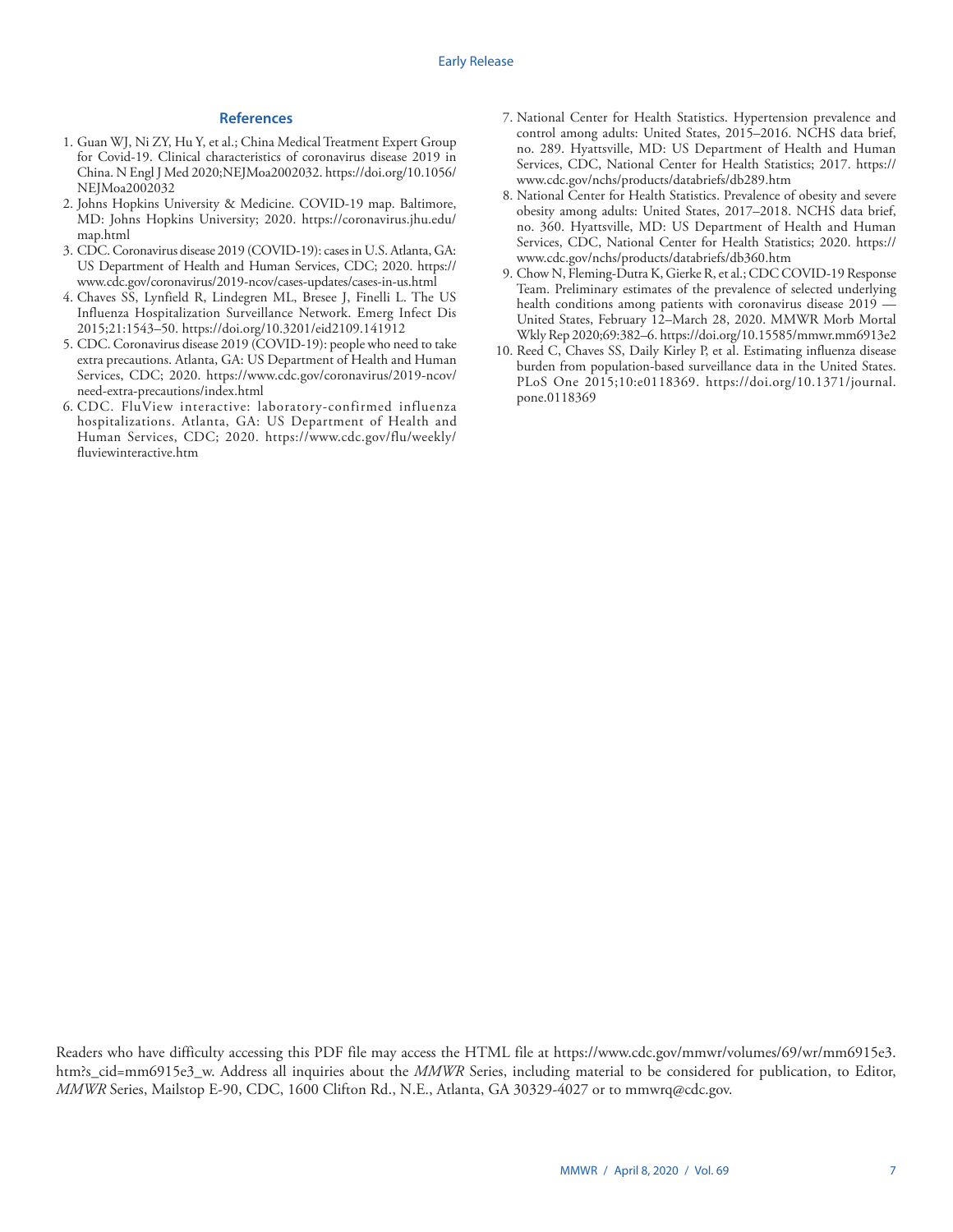## References

1. Guan WJ, Ni ZY, Hu Y, et al.; China Medical Treatment Expert Group for Covid-19. Clinical characteristics of coronavirus disease 2019 in China. N Engl J Med 2020;NEJMoa2002032. https://doi.org/10.1056/NEJMoa2002032
2. Johns Hopkins University & Medicine. COVID-19 map. Baltimore, MD: Johns Hopkins University; 2020. https://coronavirus.jhu.edu/map.html
3. CDC. Coronavirus disease 2019 (COVID-19): cases in U.S. Atlanta, GA: US Department of Health and Human Services, CDC; 2020. https://www.cdc.gov/coronavirus/2019-ncov/cases-updates/cases-in-us.html
4. Chaves SS, Lynfield R, Lindegren ML, Bresee J, Finelli L. The US Influenza Hospitalization Surveillance Network. Emerg Infect Dis 2015;21:1543–50. https://doi.org/10.3201/eid2109.141912
5. CDC. Coronavirus disease 2019 (COVID-19): people who need to take extra precautions. Atlanta, GA: US Department of Health and Human Services, CDC; 2020. https://www.cdc.gov/coronavirus/2019-ncov/need-extra-precautions/index.html
6. CDC. FluView interactive: laboratory-confirmed influenza hospitalizations. Atlanta, GA: US Department of Health and Human Services, CDC; 2020. https://www.cdc.gov/flu/weekly/fluviewinteractive.htm
7. National Center for Health Statistics. Hypertension prevalence and control among adults: United States, 2015–2016. NCHS data brief, no. 289. Hyattsville, MD: US Department of Health and Human Services, CDC, National Center for Health Statistics; 2017. https://www.cdc.gov/nchs/products/databriefs/db289.htm
8. National Center for Health Statistics. Prevalence of obesity and severe obesity among adults: United States, 2017–2018. NCHS data brief, no. 360. Hyattsville, MD: US Department of Health and Human Services, CDC, National Center for Health Statistics; 2020. https://www.cdc.gov/nchs/products/databriefs/db360.htm
9. Chow N, Fleming-Dutra K, Gierke R, et al.; CDC COVID-19 Response Team. Preliminary estimates of the prevalence of selected underlying health conditions among patients with coronavirus disease 2019 — United States, February 12–March 28, 2020. MMWR Morb Mortal Wkly Rep 2020;69:382–6. https://doi.org/10.15585/mmwr.mm6913e2
10. Reed C, Chaves SS, Daily Kirley P, et al. Estimating influenza disease burden from population-based surveillance data in the United States. PLoS One 2015;10:e0118369. https://doi.org/10.1371/journal.pone.0118369

Readers who have difficulty accessing this PDF file may access the HTML file at https://www.cdc.gov/mmwr/volumes/69/wr/mm6915e3.htm?s_cid=mm6915e3_w. Address all inquiries about the *MMWR* Series, including material to be considered for publication, to Editor, *MMWR* Series, Mailstop E-90, CDC, 1600 Clifton Rd., N.E., Atlanta, GA 30329-4027 or to mmwrq@cdc.gov.